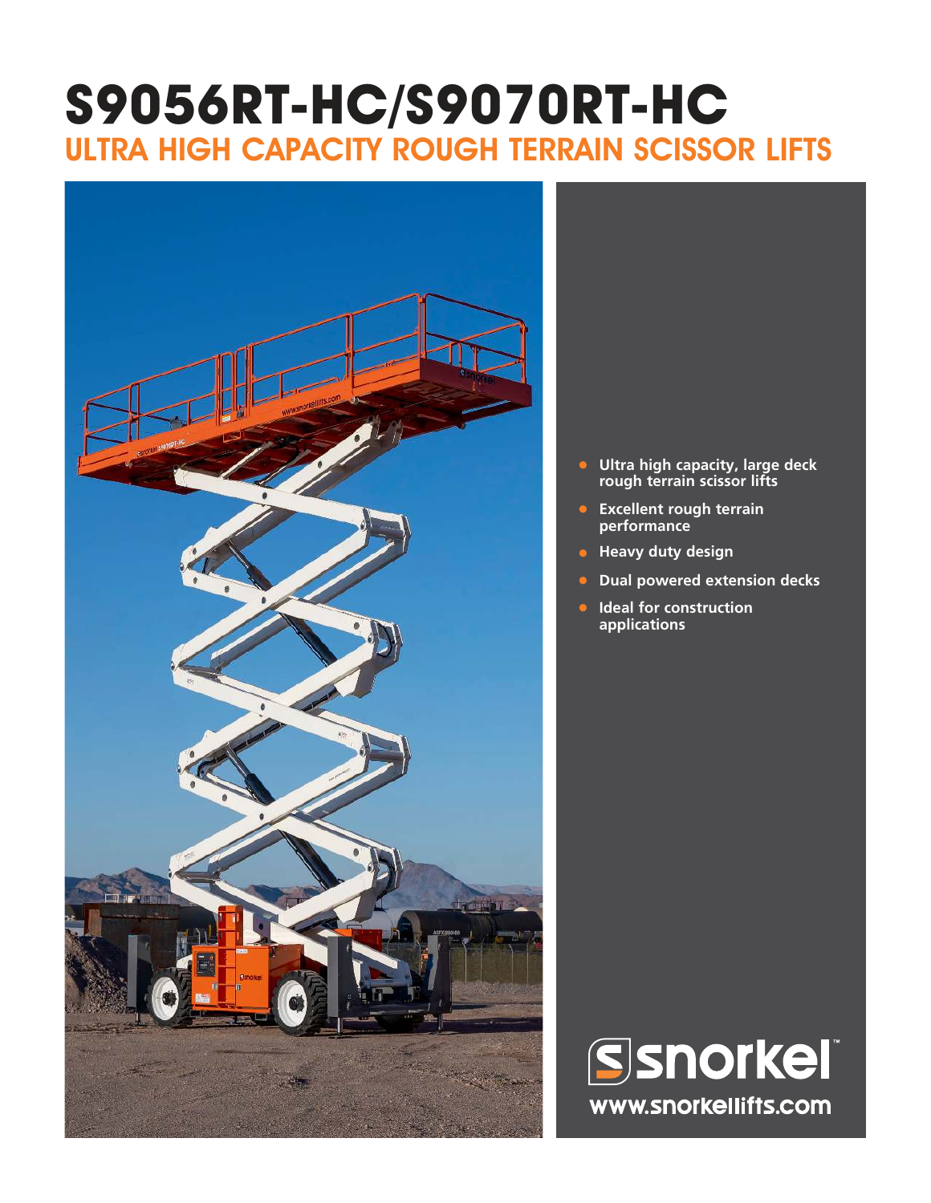# S9056RT-HC/S9070RT-HC

## ULTRA HIGH CAPACITY ROUGH TERRAIN SCISSOR LIFTS

- **Ultra high capacity, large deck rough terrain scissor lifts**
- **Excellent rough terrain performance**
- **Heavy duty design**
- **Dual powered extension decks**
- **Ideal for construction applications**

snorkel™

www.snorkellifts.com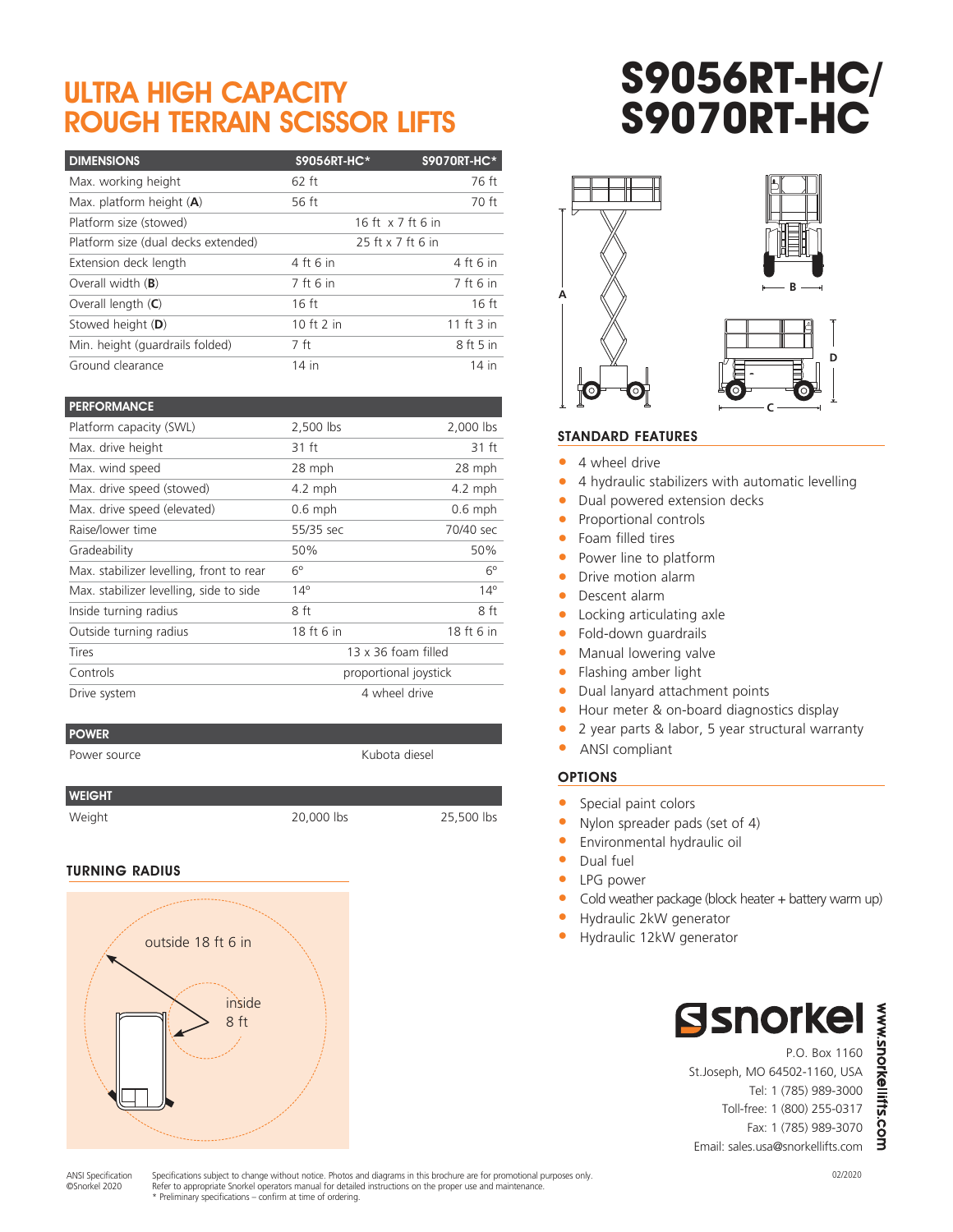# ULTRA HIGH CAPACITY ROUGH TERRAIN SCISSOR LIFTS

# S9056RT-HC/ S9070RT-HC

| DIMENSIONS | S9056RT-HC* | S9070RT-HC* |
|---|---|---|
| Max. working height | 62 ft | 76 ft |
| Max. platform height (**A**) | 56 ft | 70 ft |
| Platform size (stowed) | 16 ft x 7 ft 6 in | |
| Platform size (dual decks extended) | 25 ft x 7 ft 6 in | |
| Extension deck length | 4 ft 6 in | 4 ft 6 in |
| Overall width (**B**) | 7 ft 6 in | 7 ft 6 in |
| Overall length (**C**) | 16 ft | 16 ft |
| Stowed height (**D**) | 10 ft 2 in | 11 ft 3 in |
| Min. height (guardrails folded) | 7 ft | 8 ft 5 in |
| Ground clearance | 14 in | 14 in |

| PERFORMANCE | | |
|---|---|---|
| Platform capacity (SWL) | 2,500 lbs | 2,000 lbs |
| Max. drive height | 31 ft | 31 ft |
| Max. wind speed | 28 mph | 28 mph |
| Max. drive speed (stowed) | 4.2 mph | 4.2 mph |
| Max. drive speed (elevated) | 0.6 mph | 0.6 mph |
| Raise/lower time | 55/35 sec | 70/40 sec |
| Gradeability | 50% | 50% |
| Max. stabilizer levelling, front to rear | 6° | 6° |
| Max. stabilizer levelling, side to side | 14° | 14° |
| Inside turning radius | 8 ft | 8 ft |
| Outside turning radius | 18 ft 6 in | 18 ft 6 in |
| Tires | 13 x 36 foam filled | |
| Controls | proportional joystick | |
| Drive system | 4 wheel drive | |

| POWER | | |
|---|---|---|
| Power source | Kubota diesel | |

| WEIGHT | | |
|---|---|---|
| Weight | 20,000 lbs | 25,500 lbs |

### TURNING RADIUS

outside 18 ft 6 in

inside 8 ft

A

B

C

D

### STANDARD FEATURES

- 4 wheel drive
- 4 hydraulic stabilizers with automatic levelling
- Dual powered extension decks
- Proportional controls
- Foam filled tires
- Power line to platform
- Drive motion alarm
- Descent alarm
- Locking articulating axle
- Fold-down guardrails
- Manual lowering valve
- Flashing amber light
- Dual lanyard attachment points
- Hour meter & on-board diagnostics display
- 2 year parts & labor, 5 year structural warranty
- ANSI compliant

### OPTIONS

- Special paint colors
- Nylon spreader pads (set of 4)
- Environmental hydraulic oil
- Dual fuel
- LPG power
- Cold weather package (block heater + battery warm up)
- Hydraulic 2kW generator
- Hydraulic 12kW generator

snorkel

P.O. Box 1160
St.Joseph, MO 64502-1160, USA
Tel: 1 (785) 989-3000
Toll-free: 1 (800) 255-0317
Fax: 1 (785) 989-3070
Email: sales.usa@snorkellifts.com

www.snorkellifts.com

ANSI Specification
©Snorkel 2020

Specifications subject to change without notice. Photos and diagrams in this brochure are for promotional purposes only.
Refer to appropriate Snorkel operators manual for detailed instructions on the proper use and maintenance.
* Preliminary specifications – confirm at time of ordering.

02/2020